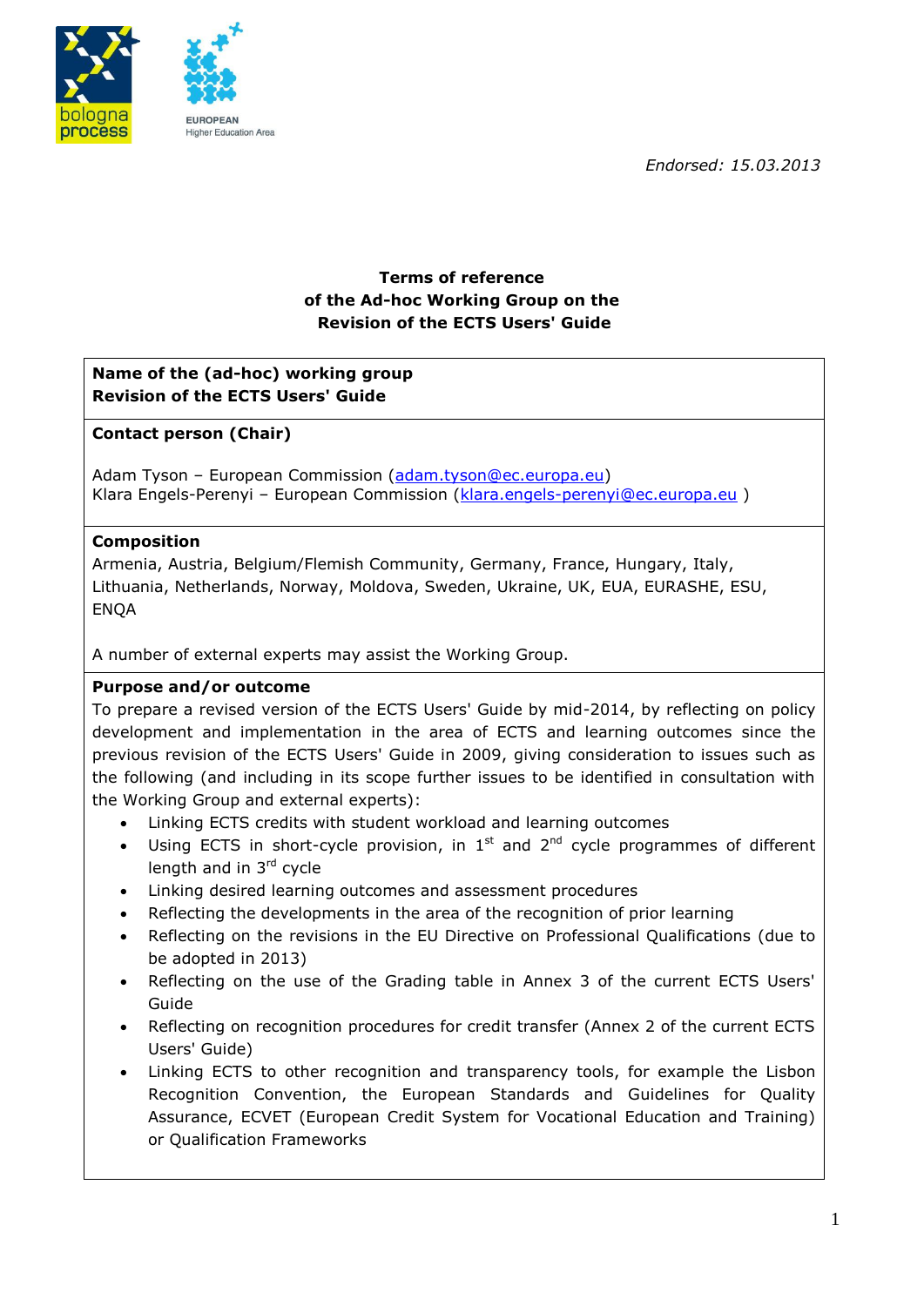*Endorsed: 15.03.2013*

**Terms of reference**
**of the Ad-hoc Working Group on the**
**Revision of the ECTS Users' Guide**

**Name of the (ad-hoc) working group**
**Revision of the ECTS Users' Guide**

**Contact person (Chair)**

Adam Tyson – European Commission (adam.tyson@ec.europa.eu)
Klara Engels-Perenyi – European Commission (klara.engels-perenyi@ec.europa.eu )

**Composition**
Armenia, Austria, Belgium/Flemish Community, Germany, France, Hungary, Italy, Lithuania, Netherlands, Norway, Moldova, Sweden, Ukraine, UK, EUA, EURASHE, ESU, ENQA

A number of external experts may assist the Working Group.

**Purpose and/or outcome**
To prepare a revised version of the ECTS Users' Guide by mid-2014, by reflecting on policy development and implementation in the area of ECTS and learning outcomes since the previous revision of the ECTS Users' Guide in 2009, giving consideration to issues such as the following (and including in its scope further issues to be identified in consultation with the Working Group and external experts):

- Linking ECTS credits with student workload and learning outcomes
- Using ECTS in short-cycle provision, in 1st and 2nd cycle programmes of different length and in 3rd cycle
- Linking desired learning outcomes and assessment procedures
- Reflecting the developments in the area of the recognition of prior learning
- Reflecting on the revisions in the EU Directive on Professional Qualifications (due to be adopted in 2013)
- Reflecting on the use of the Grading table in Annex 3 of the current ECTS Users' Guide
- Reflecting on recognition procedures for credit transfer (Annex 2 of the current ECTS Users' Guide)
- Linking ECTS to other recognition and transparency tools, for example the Lisbon Recognition Convention, the European Standards and Guidelines for Quality Assurance, ECVET (European Credit System for Vocational Education and Training) or Qualification Frameworks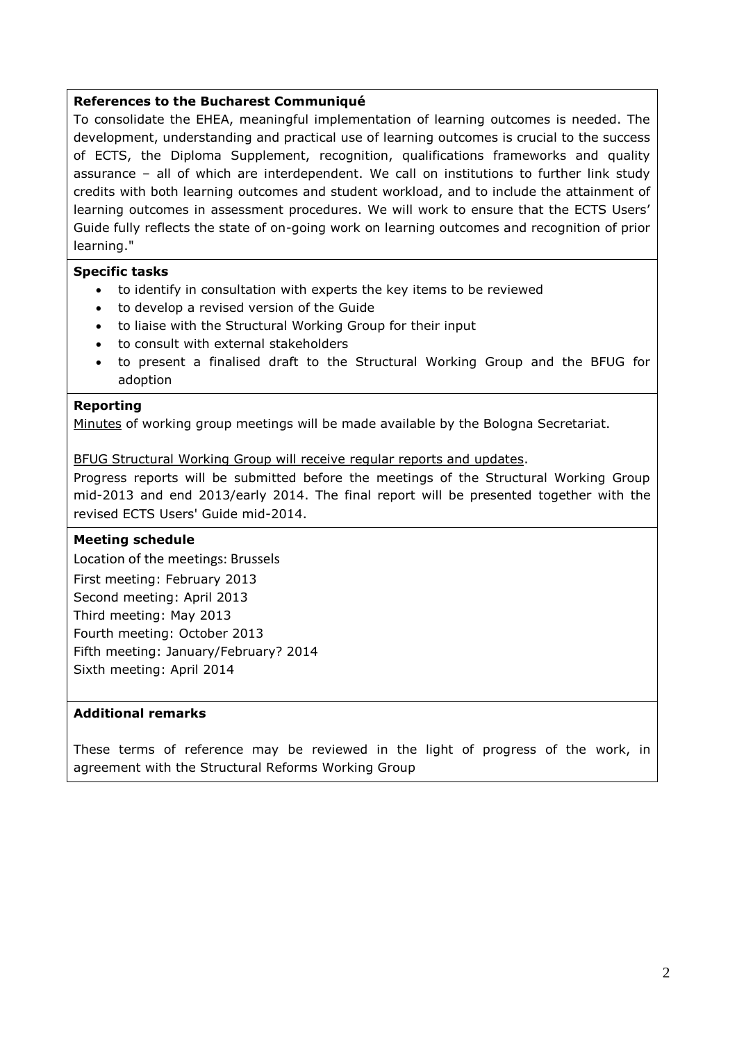**References to the Bucharest Communiqué**

To consolidate the EHEA, meaningful implementation of learning outcomes is needed. The development, understanding and practical use of learning outcomes is crucial to the success of ECTS, the Diploma Supplement, recognition, qualifications frameworks and quality assurance – all of which are interdependent. We call on institutions to further link study credits with both learning outcomes and student workload, and to include the attainment of learning outcomes in assessment procedures. We will work to ensure that the ECTS Users' Guide fully reflects the state of on-going work on learning outcomes and recognition of prior learning."

**Specific tasks**

- to identify in consultation with experts the key items to be reviewed
- to develop a revised version of the Guide
- to liaise with the Structural Working Group for their input
- to consult with external stakeholders
- to present a finalised draft to the Structural Working Group and the BFUG for adoption

**Reporting**

Minutes of working group meetings will be made available by the Bologna Secretariat.

BFUG Structural Working Group will receive regular reports and updates.

Progress reports will be submitted before the meetings of the Structural Working Group mid-2013 and end 2013/early 2014. The final report will be presented together with the revised ECTS Users' Guide mid-2014.

**Meeting schedule**

Location of the meetings: Brussels

First meeting: February 2013

Second meeting: April 2013

Third meeting: May 2013

Fourth meeting: October 2013

Fifth meeting: January/February? 2014

Sixth meeting: April 2014

**Additional remarks**

These terms of reference may be reviewed in the light of progress of the work, in agreement with the Structural Reforms Working Group